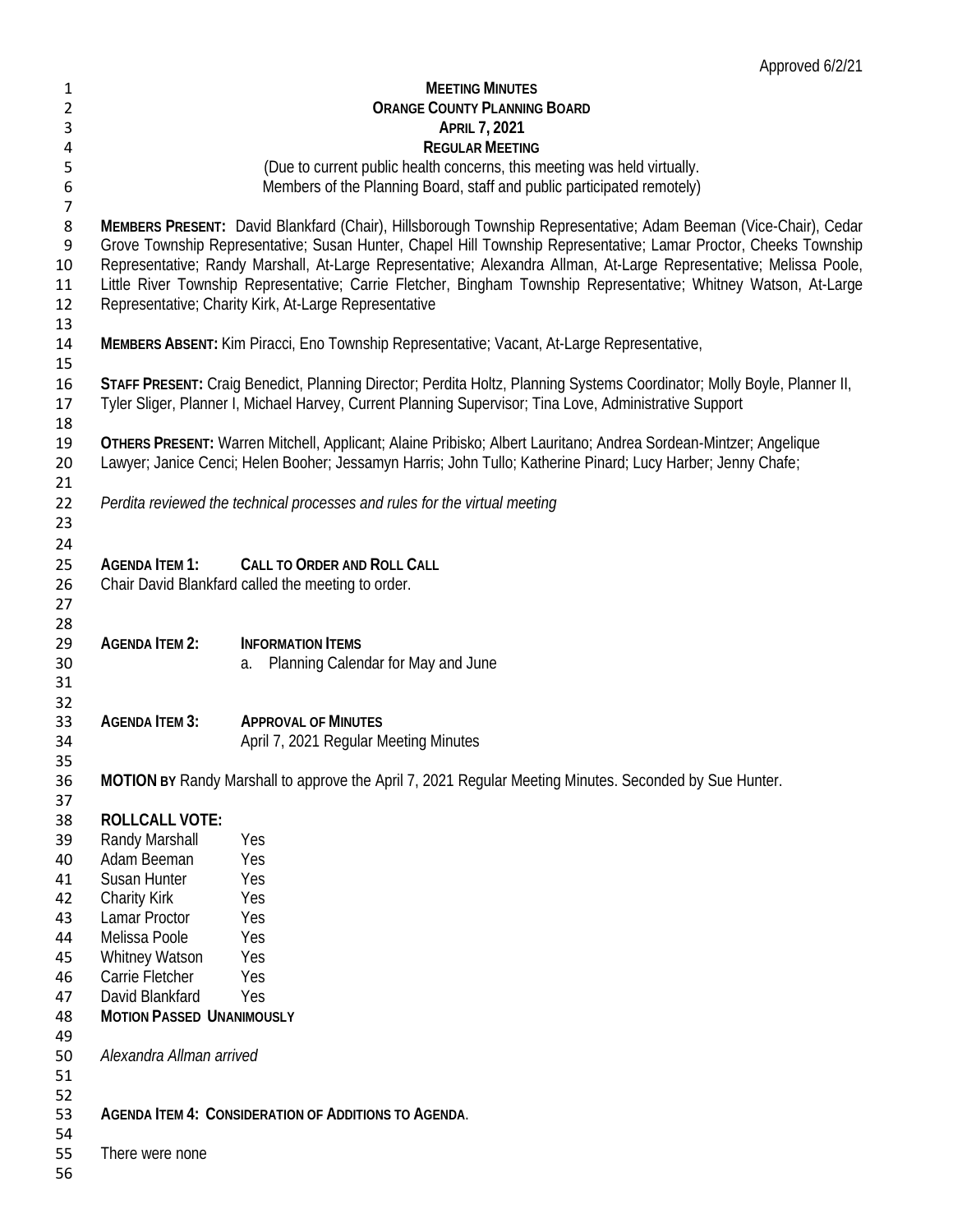Approved 6/2/21

# MEETING MINUTES
## ORANGE COUNTY PLANNING BOARD
### APRIL 7, 2021
### REGULAR MEETING

(Due to current public health concerns, this meeting was held virtually.
Members of the Planning Board, staff and public participated remotely)

**MEMBERS PRESENT:** David Blankfard (Chair), Hillsborough Township Representative; Adam Beeman (Vice-Chair), Cedar Grove Township Representative; Susan Hunter, Chapel Hill Township Representative; Lamar Proctor, Cheeks Township Representative; Randy Marshall, At-Large Representative; Alexandra Allman, At-Large Representative; Melissa Poole, Little River Township Representative; Carrie Fletcher, Bingham Township Representative; Whitney Watson, At-Large Representative; Charity Kirk, At-Large Representative

**MEMBERS ABSENT:** Kim Piracci, Eno Township Representative; Vacant, At-Large Representative,

**STAFF PRESENT:** Craig Benedict, Planning Director; Perdita Holtz, Planning Systems Coordinator; Molly Boyle, Planner II, Tyler Sliger, Planner I, Michael Harvey, Current Planning Supervisor; Tina Love, Administrative Support

**OTHERS PRESENT:** Warren Mitchell, Applicant; Alaine Pribisko; Albert Lauritano; Andrea Sordean-Mintzer; Angelique Lawyer; Janice Cenci; Helen Booher; Jessamyn Harris; John Tullo; Katherine Pinard; Lucy Harber; Jenny Chafe;

*Perdita reviewed the technical processes and rules for the virtual meeting*

**AGENDA ITEM 1: CALL TO ORDER AND ROLL CALL**

Chair David Blankfard called the meeting to order.

**AGENDA ITEM 2: INFORMATION ITEMS**

a. Planning Calendar for May and June

**AGENDA ITEM 3: APPROVAL OF MINUTES**

April 7, 2021 Regular Meeting Minutes

**MOTION BY** Randy Marshall to approve the April 7, 2021 Regular Meeting Minutes. Seconded by Sue Hunter.

**ROLLCALL VOTE:**

| | |
|---|---|
| Randy Marshall | Yes |
| Adam Beeman | Yes |
| Susan Hunter | Yes |
| Charity Kirk | Yes |
| Lamar Proctor | Yes |
| Melissa Poole | Yes |
| Whitney Watson | Yes |
| Carrie Fletcher | Yes |
| David Blankfard | Yes |

**MOTION PASSED UNANIMOUSLY**

*Alexandra Allman arrived*

**AGENDA ITEM 4: CONSIDERATION OF ADDITIONS TO AGENDA**.

There were none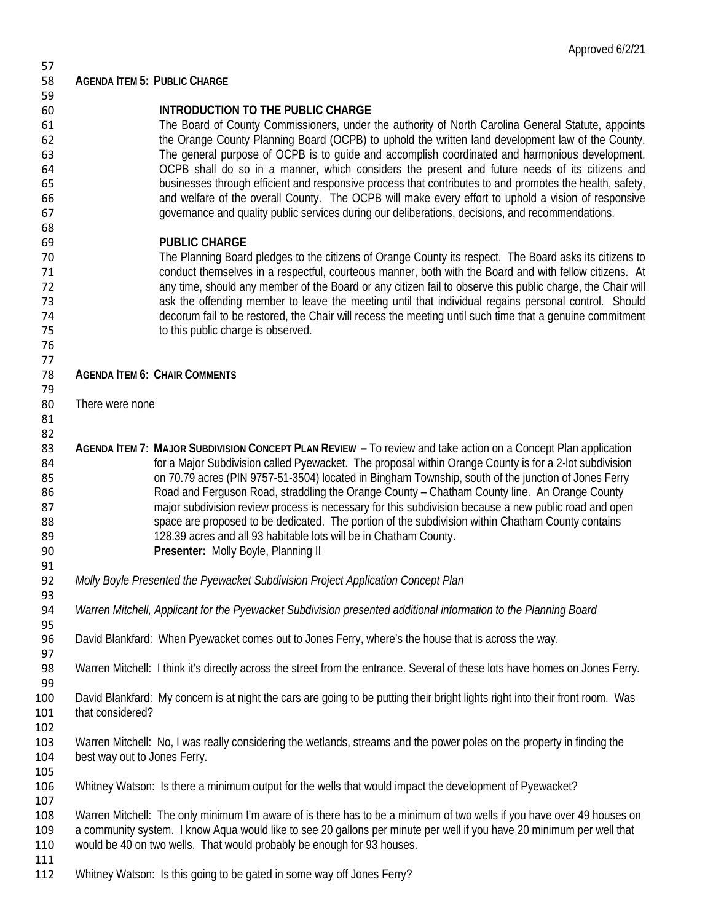**AGENDA ITEM 5: PUBLIC CHARGE**

**INTRODUCTION TO THE PUBLIC CHARGE**

The Board of County Commissioners, under the authority of North Carolina General Statute, appoints the Orange County Planning Board (OCPB) to uphold the written land development law of the County. The general purpose of OCPB is to guide and accomplish coordinated and harmonious development. OCPB shall do so in a manner, which considers the present and future needs of its citizens and businesses through efficient and responsive process that contributes to and promotes the health, safety, and welfare of the overall County. The OCPB will make every effort to uphold a vision of responsive governance and quality public services during our deliberations, decisions, and recommendations.

**PUBLIC CHARGE**

The Planning Board pledges to the citizens of Orange County its respect. The Board asks its citizens to conduct themselves in a respectful, courteous manner, both with the Board and with fellow citizens. At any time, should any member of the Board or any citizen fail to observe this public charge, the Chair will ask the offending member to leave the meeting until that individual regains personal control. Should decorum fail to be restored, the Chair will recess the meeting until such time that a genuine commitment to this public charge is observed.

**AGENDA ITEM 6: CHAIR COMMENTS**

There were none

**AGENDA ITEM 7: MAJOR SUBDIVISION CONCEPT PLAN REVIEW –** To review and take action on a Concept Plan application for a Major Subdivision called Pyewacket. The proposal within Orange County is for a 2-lot subdivision on 70.79 acres (PIN 9757-51-3504) located in Bingham Township, south of the junction of Jones Ferry Road and Ferguson Road, straddling the Orange County – Chatham County line. An Orange County major subdivision review process is necessary for this subdivision because a new public road and open space are proposed to be dedicated. The portion of the subdivision within Chatham County contains 128.39 acres and all 93 habitable lots will be in Chatham County.
**Presenter:** Molly Boyle, Planning II

*Molly Boyle Presented the Pyewacket Subdivision Project Application Concept Plan*

*Warren Mitchell, Applicant for the Pyewacket Subdivision presented additional information to the Planning Board*

David Blankfard: When Pyewacket comes out to Jones Ferry, where's the house that is across the way.

Warren Mitchell: I think it's directly across the street from the entrance. Several of these lots have homes on Jones Ferry.

David Blankfard: My concern is at night the cars are going to be putting their bright lights right into their front room. Was that considered?

Warren Mitchell: No, I was really considering the wetlands, streams and the power poles on the property in finding the best way out to Jones Ferry.

Whitney Watson: Is there a minimum output for the wells that would impact the development of Pyewacket?

Warren Mitchell: The only minimum I'm aware of is there has to be a minimum of two wells if you have over 49 houses on a community system. I know Aqua would like to see 20 gallons per minute per well if you have 20 minimum per well that would be 40 on two wells. That would probably be enough for 93 houses.

Whitney Watson: Is this going to be gated in some way off Jones Ferry?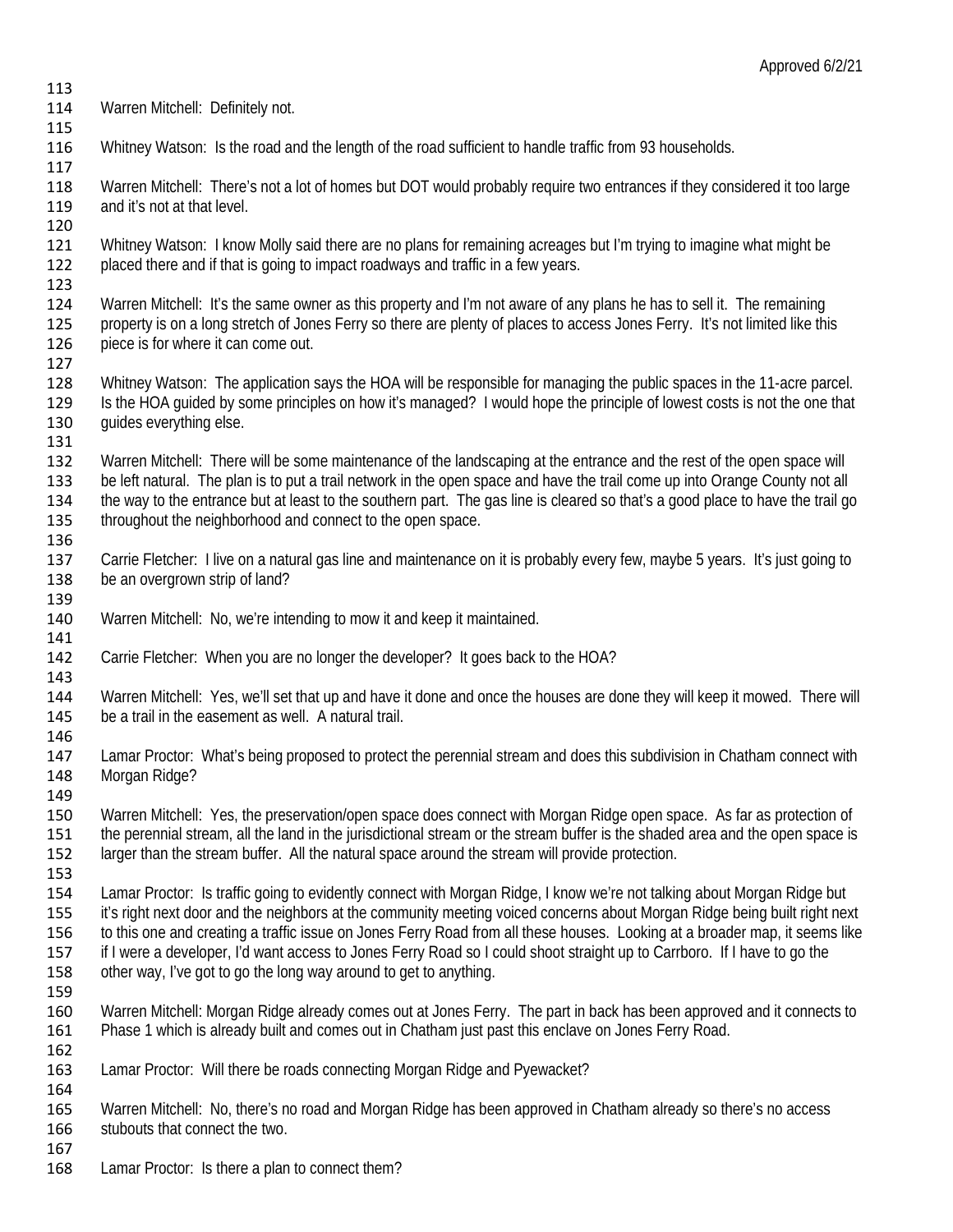Warren Mitchell: Definitely not.

Whitney Watson: Is the road and the length of the road sufficient to handle traffic from 93 households.

Warren Mitchell: There's not a lot of homes but DOT would probably require two entrances if they considered it too large and it's not at that level.

Whitney Watson: I know Molly said there are no plans for remaining acreages but I'm trying to imagine what might be placed there and if that is going to impact roadways and traffic in a few years.

Warren Mitchell: It's the same owner as this property and I'm not aware of any plans he has to sell it. The remaining property is on a long stretch of Jones Ferry so there are plenty of places to access Jones Ferry. It's not limited like this piece is for where it can come out.

Whitney Watson: The application says the HOA will be responsible for managing the public spaces in the 11-acre parcel. Is the HOA guided by some principles on how it's managed? I would hope the principle of lowest costs is not the one that guides everything else.

Warren Mitchell: There will be some maintenance of the landscaping at the entrance and the rest of the open space will be left natural. The plan is to put a trail network in the open space and have the trail come up into Orange County not all the way to the entrance but at least to the southern part. The gas line is cleared so that's a good place to have the trail go throughout the neighborhood and connect to the open space.

Carrie Fletcher: I live on a natural gas line and maintenance on it is probably every few, maybe 5 years. It's just going to be an overgrown strip of land?

Warren Mitchell: No, we're intending to mow it and keep it maintained.

Carrie Fletcher: When you are no longer the developer? It goes back to the HOA?

Warren Mitchell: Yes, we'll set that up and have it done and once the houses are done they will keep it mowed. There will be a trail in the easement as well. A natural trail.

Lamar Proctor: What's being proposed to protect the perennial stream and does this subdivision in Chatham connect with Morgan Ridge?

Warren Mitchell: Yes, the preservation/open space does connect with Morgan Ridge open space. As far as protection of the perennial stream, all the land in the jurisdictional stream or the stream buffer is the shaded area and the open space is larger than the stream buffer. All the natural space around the stream will provide protection.

Lamar Proctor: Is traffic going to evidently connect with Morgan Ridge, I know we're not talking about Morgan Ridge but it's right next door and the neighbors at the community meeting voiced concerns about Morgan Ridge being built right next to this one and creating a traffic issue on Jones Ferry Road from all these houses. Looking at a broader map, it seems like if I were a developer, I'd want access to Jones Ferry Road so I could shoot straight up to Carrboro. If I have to go the other way, I've got to go the long way around to get to anything.

Warren Mitchell: Morgan Ridge already comes out at Jones Ferry. The part in back has been approved and it connects to Phase 1 which is already built and comes out in Chatham just past this enclave on Jones Ferry Road.

Lamar Proctor: Will there be roads connecting Morgan Ridge and Pyewacket?

Warren Mitchell: No, there's no road and Morgan Ridge has been approved in Chatham already so there's no access stubouts that connect the two.

Lamar Proctor: Is there a plan to connect them?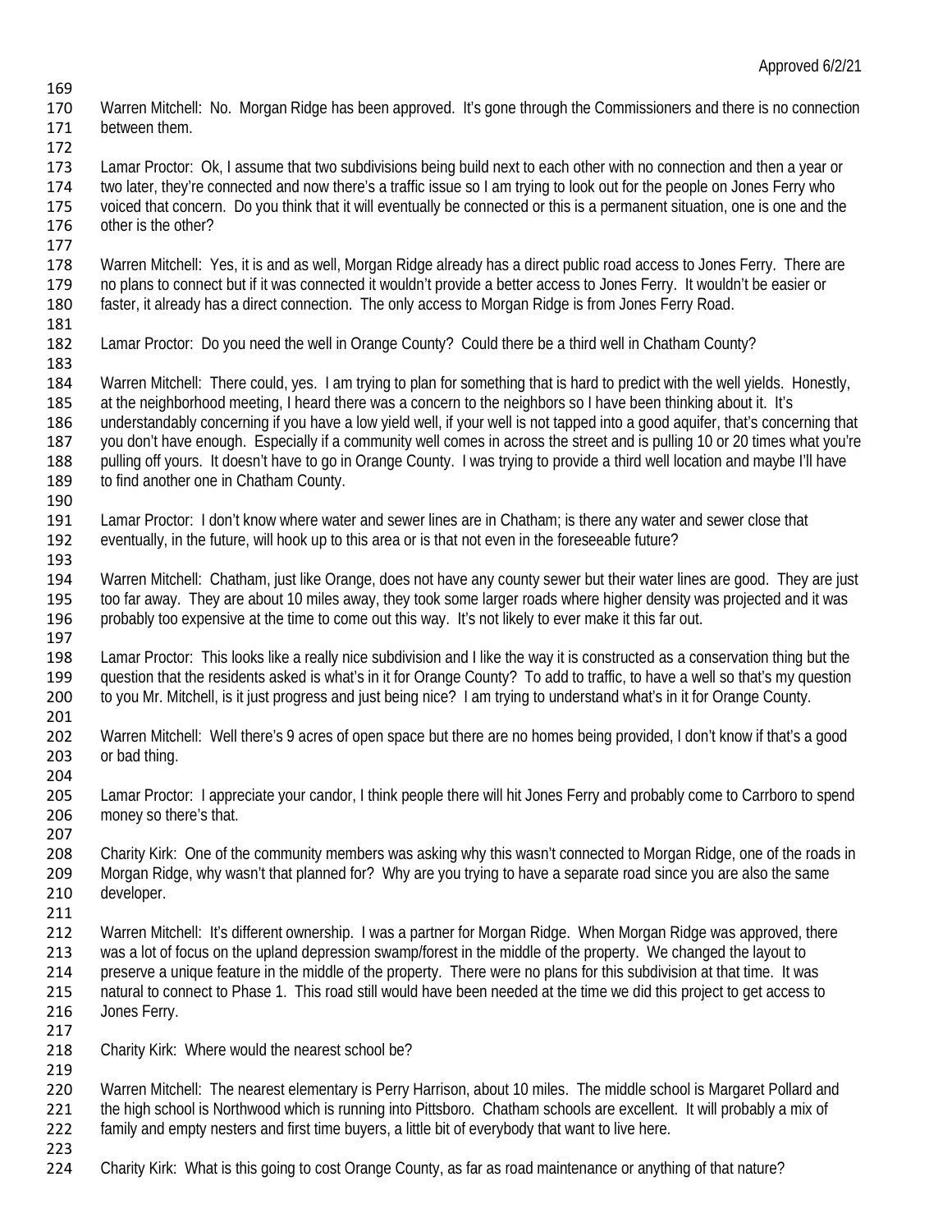Warren Mitchell: No. Morgan Ridge has been approved. It's gone through the Commissioners and there is no connection between them.

Lamar Proctor: Ok, I assume that two subdivisions being build next to each other with no connection and then a year or two later, they're connected and now there's a traffic issue so I am trying to look out for the people on Jones Ferry who voiced that concern. Do you think that it will eventually be connected or this is a permanent situation, one is one and the other is the other?

Warren Mitchell: Yes, it is and as well, Morgan Ridge already has a direct public road access to Jones Ferry. There are no plans to connect but if it was connected it wouldn't provide a better access to Jones Ferry. It wouldn't be easier or faster, it already has a direct connection. The only access to Morgan Ridge is from Jones Ferry Road.

Lamar Proctor: Do you need the well in Orange County? Could there be a third well in Chatham County?

Warren Mitchell: There could, yes. I am trying to plan for something that is hard to predict with the well yields. Honestly, at the neighborhood meeting, I heard there was a concern to the neighbors so I have been thinking about it. It's understandably concerning if you have a low yield well, if your well is not tapped into a good aquifer, that's concerning that you don't have enough. Especially if a community well comes in across the street and is pulling 10 or 20 times what you're pulling off yours. It doesn't have to go in Orange County. I was trying to provide a third well location and maybe I'll have to find another one in Chatham County.

Lamar Proctor: I don't know where water and sewer lines are in Chatham; is there any water and sewer close that eventually, in the future, will hook up to this area or is that not even in the foreseeable future?

Warren Mitchell: Chatham, just like Orange, does not have any county sewer but their water lines are good. They are just too far away. They are about 10 miles away, they took some larger roads where higher density was projected and it was probably too expensive at the time to come out this way. It's not likely to ever make it this far out.

Lamar Proctor: This looks like a really nice subdivision and I like the way it is constructed as a conservation thing but the question that the residents asked is what's in it for Orange County? To add to traffic, to have a well so that's my question to you Mr. Mitchell, is it just progress and just being nice? I am trying to understand what's in it for Orange County.

Warren Mitchell: Well there's 9 acres of open space but there are no homes being provided, I don't know if that's a good or bad thing.

Lamar Proctor: I appreciate your candor, I think people there will hit Jones Ferry and probably come to Carrboro to spend money so there's that.

Charity Kirk: One of the community members was asking why this wasn't connected to Morgan Ridge, one of the roads in Morgan Ridge, why wasn't that planned for? Why are you trying to have a separate road since you are also the same developer.

Warren Mitchell: It's different ownership. I was a partner for Morgan Ridge. When Morgan Ridge was approved, there was a lot of focus on the upland depression swamp/forest in the middle of the property. We changed the layout to preserve a unique feature in the middle of the property. There were no plans for this subdivision at that time. It was natural to connect to Phase 1. This road still would have been needed at the time we did this project to get access to Jones Ferry.

Charity Kirk: Where would the nearest school be?

Warren Mitchell: The nearest elementary is Perry Harrison, about 10 miles. The middle school is Margaret Pollard and the high school is Northwood which is running into Pittsboro. Chatham schools are excellent. It will probably a mix of family and empty nesters and first time buyers, a little bit of everybody that want to live here.

Charity Kirk: What is this going to cost Orange County, as far as road maintenance or anything of that nature?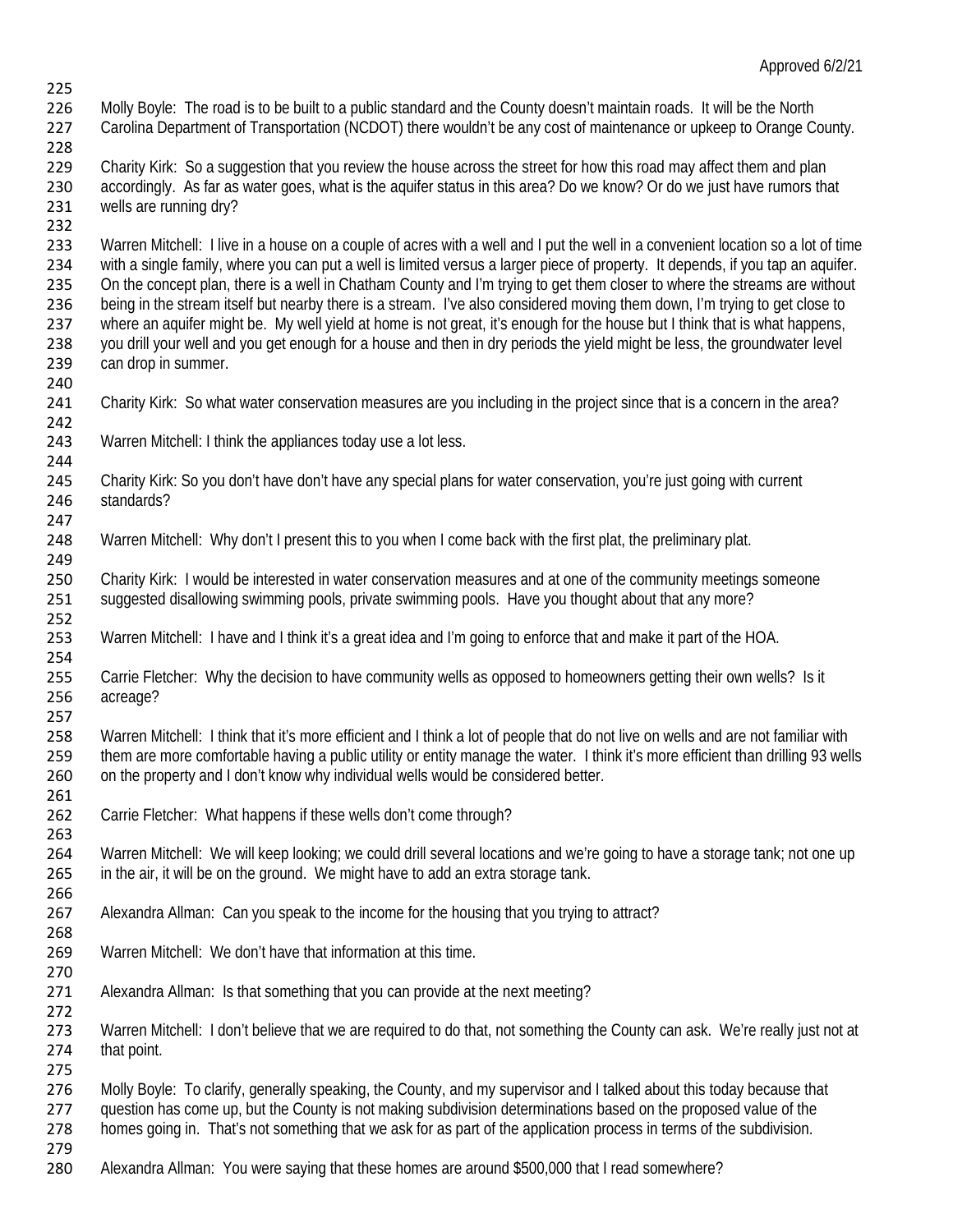Molly Boyle: The road is to be built to a public standard and the County doesn't maintain roads. It will be the North Carolina Department of Transportation (NCDOT) there wouldn't be any cost of maintenance or upkeep to Orange County.

Charity Kirk: So a suggestion that you review the house across the street for how this road may affect them and plan accordingly. As far as water goes, what is the aquifer status in this area? Do we know? Or do we just have rumors that wells are running dry?

Warren Mitchell: I live in a house on a couple of acres with a well and I put the well in a convenient location so a lot of time with a single family, where you can put a well is limited versus a larger piece of property. It depends, if you tap an aquifer. On the concept plan, there is a well in Chatham County and I'm trying to get them closer to where the streams are without being in the stream itself but nearby there is a stream. I've also considered moving them down, I'm trying to get close to where an aquifer might be. My well yield at home is not great, it's enough for the house but I think that is what happens, you drill your well and you get enough for a house and then in dry periods the yield might be less, the groundwater level can drop in summer.

Charity Kirk: So what water conservation measures are you including in the project since that is a concern in the area?

Warren Mitchell: I think the appliances today use a lot less.

Charity Kirk: So you don't have don't have any special plans for water conservation, you're just going with current standards?

Warren Mitchell: Why don't I present this to you when I come back with the first plat, the preliminary plat.

Charity Kirk: I would be interested in water conservation measures and at one of the community meetings someone suggested disallowing swimming pools, private swimming pools. Have you thought about that any more?

Warren Mitchell: I have and I think it's a great idea and I'm going to enforce that and make it part of the HOA.

Carrie Fletcher: Why the decision to have community wells as opposed to homeowners getting their own wells? Is it acreage?

Warren Mitchell: I think that it's more efficient and I think a lot of people that do not live on wells and are not familiar with them are more comfortable having a public utility or entity manage the water. I think it's more efficient than drilling 93 wells on the property and I don't know why individual wells would be considered better.

Carrie Fletcher: What happens if these wells don't come through?

Warren Mitchell: We will keep looking; we could drill several locations and we're going to have a storage tank; not one up in the air, it will be on the ground. We might have to add an extra storage tank.

Alexandra Allman: Can you speak to the income for the housing that you trying to attract?

Warren Mitchell: We don't have that information at this time.

Alexandra Allman: Is that something that you can provide at the next meeting?

Warren Mitchell: I don't believe that we are required to do that, not something the County can ask. We're really just not at that point.

Molly Boyle: To clarify, generally speaking, the County, and my supervisor and I talked about this today because that question has come up, but the County is not making subdivision determinations based on the proposed value of the homes going in. That's not something that we ask for as part of the application process in terms of the subdivision.

Alexandra Allman: You were saying that these homes are around $500,000 that I read somewhere?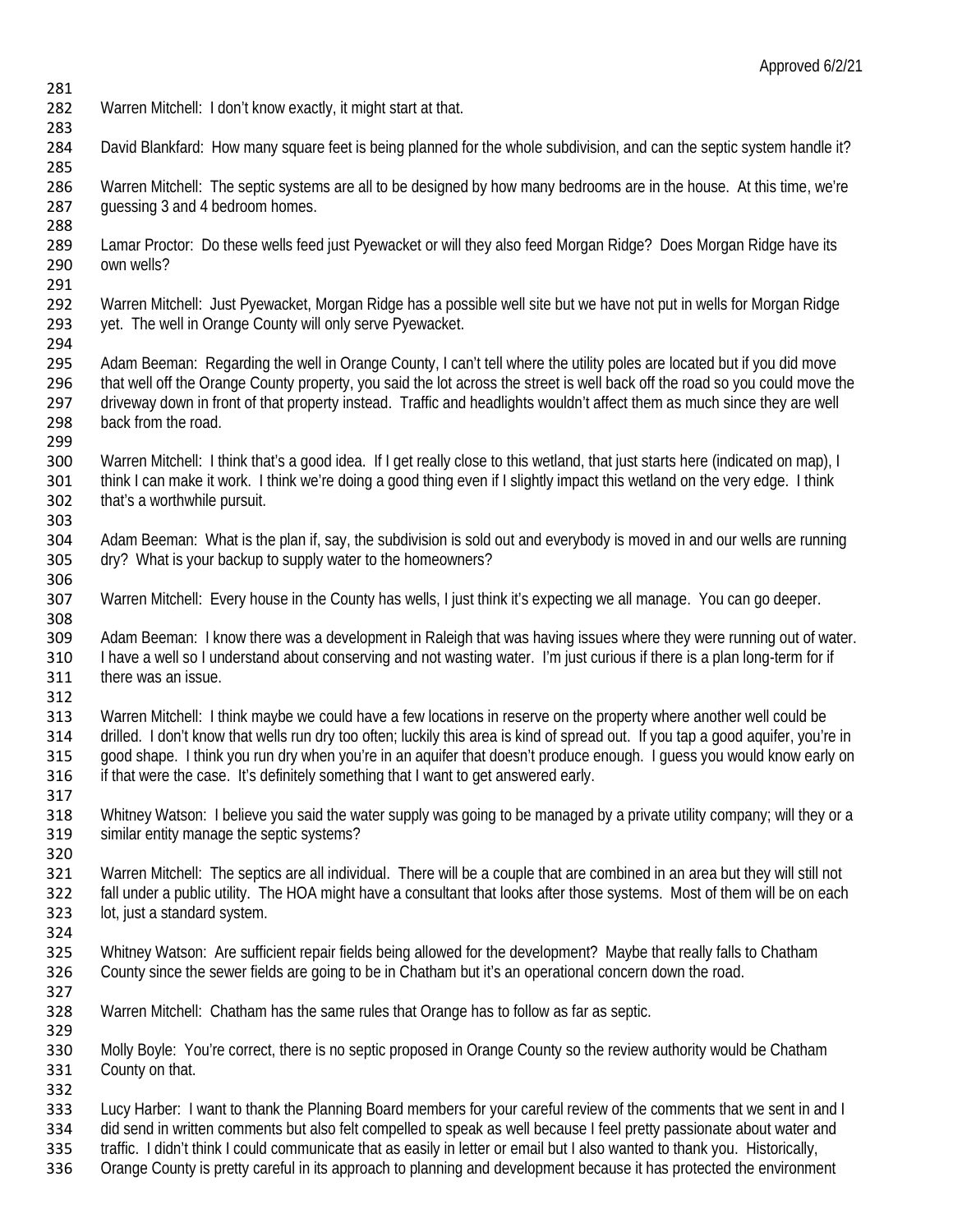Warren Mitchell: I don't know exactly, it might start at that.

David Blankfard: How many square feet is being planned for the whole subdivision, and can the septic system handle it?

Warren Mitchell: The septic systems are all to be designed by how many bedrooms are in the house. At this time, we're guessing 3 and 4 bedroom homes.

Lamar Proctor: Do these wells feed just Pyewacket or will they also feed Morgan Ridge? Does Morgan Ridge have its own wells?

Warren Mitchell: Just Pyewacket, Morgan Ridge has a possible well site but we have not put in wells for Morgan Ridge yet. The well in Orange County will only serve Pyewacket.

Adam Beeman: Regarding the well in Orange County, I can't tell where the utility poles are located but if you did move that well off the Orange County property, you said the lot across the street is well back off the road so you could move the driveway down in front of that property instead. Traffic and headlights wouldn't affect them as much since they are well back from the road.

Warren Mitchell: I think that's a good idea. If I get really close to this wetland, that just starts here (indicated on map), I think I can make it work. I think we're doing a good thing even if I slightly impact this wetland on the very edge. I think that's a worthwhile pursuit.

Adam Beeman: What is the plan if, say, the subdivision is sold out and everybody is moved in and our wells are running dry? What is your backup to supply water to the homeowners?

Warren Mitchell: Every house in the County has wells, I just think it's expecting we all manage. You can go deeper.

Adam Beeman: I know there was a development in Raleigh that was having issues where they were running out of water. I have a well so I understand about conserving and not wasting water. I'm just curious if there is a plan long-term for if there was an issue.

Warren Mitchell: I think maybe we could have a few locations in reserve on the property where another well could be drilled. I don't know that wells run dry too often; luckily this area is kind of spread out. If you tap a good aquifer, you're in good shape. I think you run dry when you're in an aquifer that doesn't produce enough. I guess you would know early on if that were the case. It's definitely something that I want to get answered early.

Whitney Watson: I believe you said the water supply was going to be managed by a private utility company; will they or a similar entity manage the septic systems?

Warren Mitchell: The septics are all individual. There will be a couple that are combined in an area but they will still not fall under a public utility. The HOA might have a consultant that looks after those systems. Most of them will be on each lot, just a standard system.

Whitney Watson: Are sufficient repair fields being allowed for the development? Maybe that really falls to Chatham County since the sewer fields are going to be in Chatham but it's an operational concern down the road.

Warren Mitchell: Chatham has the same rules that Orange has to follow as far as septic.

Molly Boyle: You're correct, there is no septic proposed in Orange County so the review authority would be Chatham County on that.

Lucy Harber: I want to thank the Planning Board members for your careful review of the comments that we sent in and I did send in written comments but also felt compelled to speak as well because I feel pretty passionate about water and traffic. I didn't think I could communicate that as easily in letter or email but I also wanted to thank you. Historically, Orange County is pretty careful in its approach to planning and development because it has protected the environment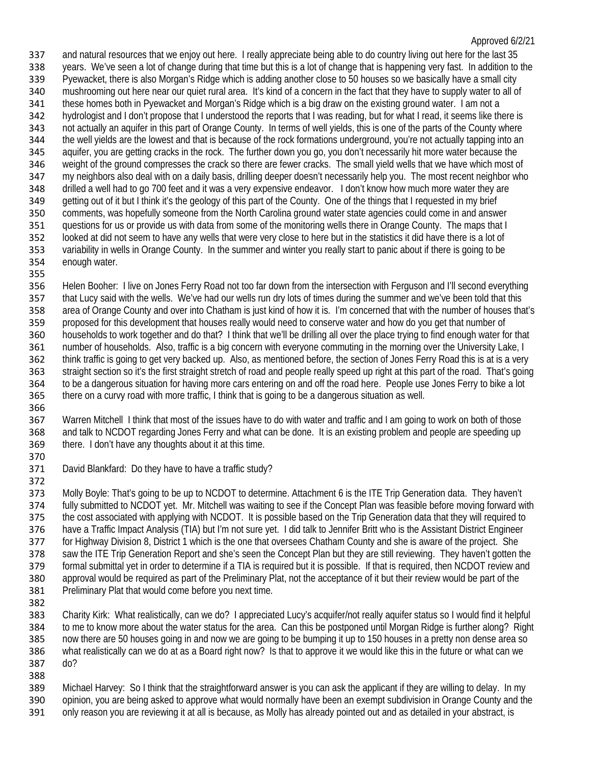and natural resources that we enjoy out here. I really appreciate being able to do country living out here for the last 35 years. We've seen a lot of change during that time but this is a lot of change that is happening very fast. In addition to the Pyewacket, there is also Morgan's Ridge which is adding another close to 50 houses so we basically have a small city mushrooming out here near our quiet rural area. It's kind of a concern in the fact that they have to supply water to all of these homes both in Pyewacket and Morgan's Ridge which is a big draw on the existing ground water. I am not a hydrologist and I don't propose that I understood the reports that I was reading, but for what I read, it seems like there is not actually an aquifer in this part of Orange County. In terms of well yields, this is one of the parts of the County where the well yields are the lowest and that is because of the rock formations underground, you're not actually tapping into an aquifer, you are getting cracks in the rock. The further down you go, you don't necessarily hit more water because the weight of the ground compresses the crack so there are fewer cracks. The small yield wells that we have which most of my neighbors also deal with on a daily basis, drilling deeper doesn't necessarily help you. The most recent neighbor who drilled a well had to go 700 feet and it was a very expensive endeavor. I don't know how much more water they are getting out of it but I think it's the geology of this part of the County. One of the things that I requested in my brief comments, was hopefully someone from the North Carolina ground water state agencies could come in and answer questions for us or provide us with data from some of the monitoring wells there in Orange County. The maps that I looked at did not seem to have any wells that were very close to here but in the statistics it did have there is a lot of variability in wells in Orange County. In the summer and winter you really start to panic about if there is going to be enough water.

Helen Booher: I live on Jones Ferry Road not too far down from the intersection with Ferguson and I'll second everything that Lucy said with the wells. We've had our wells run dry lots of times during the summer and we've been told that this area of Orange County and over into Chatham is just kind of how it is. I'm concerned that with the number of houses that's proposed for this development that houses really would need to conserve water and how do you get that number of households to work together and do that? I think that we'll be drilling all over the place trying to find enough water for that number of households. Also, traffic is a big concern with everyone commuting in the morning over the University Lake, I think traffic is going to get very backed up. Also, as mentioned before, the section of Jones Ferry Road this is at is a very straight section so it's the first straight stretch of road and people really speed up right at this part of the road. That's going to be a dangerous situation for having more cars entering on and off the road here. People use Jones Ferry to bike a lot there on a curvy road with more traffic, I think that is going to be a dangerous situation as well.

Warren Mitchell I think that most of the issues have to do with water and traffic and I am going to work on both of those and talk to NCDOT regarding Jones Ferry and what can be done. It is an existing problem and people are speeding up there. I don't have any thoughts about it at this time.

David Blankfard: Do they have to have a traffic study?

Molly Boyle: That's going to be up to NCDOT to determine. Attachment 6 is the ITE Trip Generation data. They haven't fully submitted to NCDOT yet. Mr. Mitchell was waiting to see if the Concept Plan was feasible before moving forward with the cost associated with applying with NCDOT. It is possible based on the Trip Generation data that they will required to have a Traffic Impact Analysis (TIA) but I'm not sure yet. I did talk to Jennifer Britt who is the Assistant District Engineer for Highway Division 8, District 1 which is the one that oversees Chatham County and she is aware of the project. She saw the ITE Trip Generation Report and she's seen the Concept Plan but they are still reviewing. They haven't gotten the formal submittal yet in order to determine if a TIA is required but it is possible. If that is required, then NCDOT review and approval would be required as part of the Preliminary Plat, not the acceptance of it but their review would be part of the Preliminary Plat that would come before you next time.

Charity Kirk: What realistically, can we do? I appreciated Lucy's acquifer/not really aquifer status so I would find it helpful to me to know more about the water status for the area. Can this be postponed until Morgan Ridge is further along? Right now there are 50 houses going in and now we are going to be bumping it up to 150 houses in a pretty non dense area so what realistically can we do at as a Board right now? Is that to approve it we would like this in the future or what can we do?

Michael Harvey: So I think that the straightforward answer is you can ask the applicant if they are willing to delay. In my opinion, you are being asked to approve what would normally have been an exempt subdivision in Orange County and the only reason you are reviewing it at all is because, as Molly has already pointed out and as detailed in your abstract, is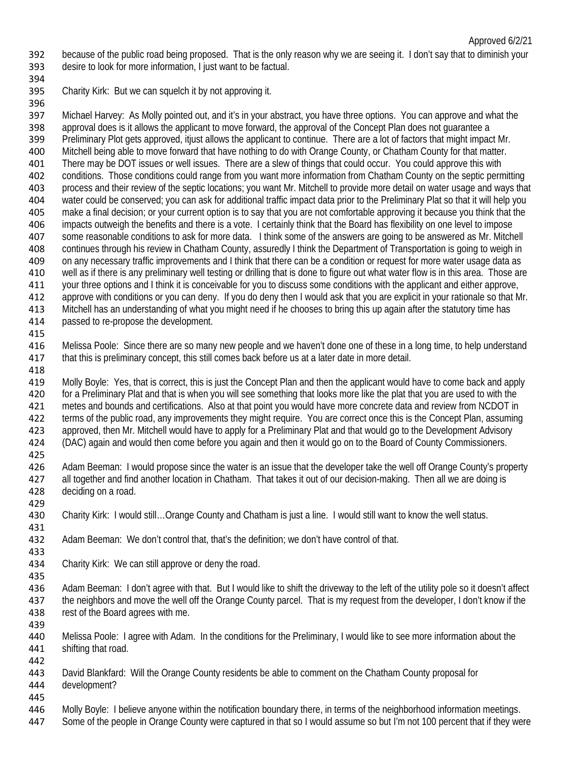because of the public road being proposed. That is the only reason why we are seeing it. I don't say that to diminish your desire to look for more information, I just want to be factual.

Charity Kirk: But we can squelch it by not approving it.

Michael Harvey: As Molly pointed out, and it's in your abstract, you have three options. You can approve and what the approval does is it allows the applicant to move forward, the approval of the Concept Plan does not guarantee a Preliminary Plot gets approved, itjust allows the applicant to continue. There are a lot of factors that might impact Mr. Mitchell being able to move forward that have nothing to do with Orange County, or Chatham County for that matter. There may be DOT issues or well issues. There are a slew of things that could occur. You could approve this with conditions. Those conditions could range from you want more information from Chatham County on the septic permitting process and their review of the septic locations; you want Mr. Mitchell to provide more detail on water usage and ways that water could be conserved; you can ask for additional traffic impact data prior to the Preliminary Plat so that it will help you make a final decision; or your current option is to say that you are not comfortable approving it because you think that the impacts outweigh the benefits and there is a vote. I certainly think that the Board has flexibility on one level to impose some reasonable conditions to ask for more data. I think some of the answers are going to be answered as Mr. Mitchell continues through his review in Chatham County, assuredly I think the Department of Transportation is going to weigh in on any necessary traffic improvements and I think that there can be a condition or request for more water usage data as well as if there is any preliminary well testing or drilling that is done to figure out what water flow is in this area. Those are your three options and I think it is conceivable for you to discuss some conditions with the applicant and either approve, approve with conditions or you can deny. If you do deny then I would ask that you are explicit in your rationale so that Mr. Mitchell has an understanding of what you might need if he chooses to bring this up again after the statutory time has passed to re-propose the development.

Melissa Poole: Since there are so many new people and we haven't done one of these in a long time, to help understand that this is preliminary concept, this still comes back before us at a later date in more detail.

Molly Boyle: Yes, that is correct, this is just the Concept Plan and then the applicant would have to come back and apply for a Preliminary Plat and that is when you will see something that looks more like the plat that you are used to with the metes and bounds and certifications. Also at that point you would have more concrete data and review from NCDOT in terms of the public road, any improvements they might require. You are correct once this is the Concept Plan, assuming approved, then Mr. Mitchell would have to apply for a Preliminary Plat and that would go to the Development Advisory (DAC) again and would then come before you again and then it would go on to the Board of County Commissioners.

Adam Beeman: I would propose since the water is an issue that the developer take the well off Orange County's property all together and find another location in Chatham. That takes it out of our decision-making. Then all we are doing is deciding on a road.

Charity Kirk: I would still…Orange County and Chatham is just a line. I would still want to know the well status.

Adam Beeman: We don't control that, that's the definition; we don't have control of that.

Charity Kirk: We can still approve or deny the road.

Adam Beeman: I don't agree with that. But I would like to shift the driveway to the left of the utility pole so it doesn't affect the neighbors and move the well off the Orange County parcel. That is my request from the developer, I don't know if the rest of the Board agrees with me.

Melissa Poole: I agree with Adam. In the conditions for the Preliminary, I would like to see more information about the shifting that road.

David Blankfard: Will the Orange County residents be able to comment on the Chatham County proposal for development?

Molly Boyle: I believe anyone within the notification boundary there, in terms of the neighborhood information meetings. Some of the people in Orange County were captured in that so I would assume so but I'm not 100 percent that if they were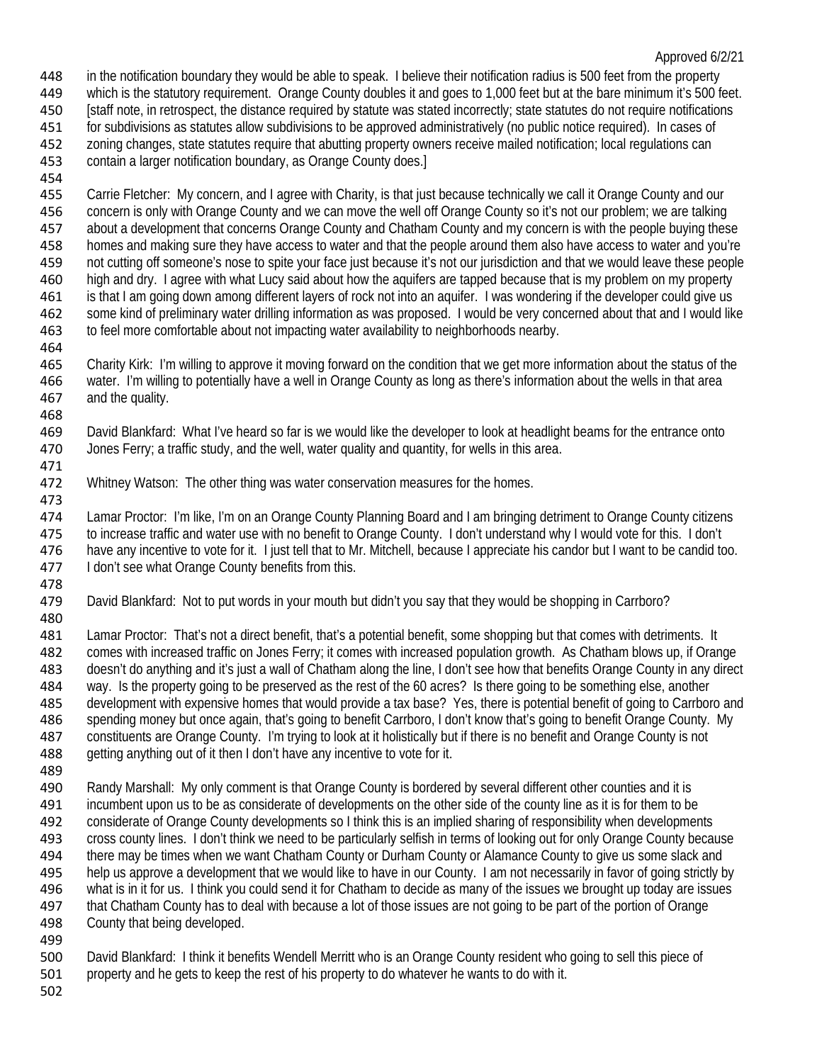in the notification boundary they would be able to speak. I believe their notification radius is 500 feet from the property which is the statutory requirement. Orange County doubles it and goes to 1,000 feet but at the bare minimum it's 500 feet. [staff note, in retrospect, the distance required by statute was stated incorrectly; state statutes do not require notifications for subdivisions as statutes allow subdivisions to be approved administratively (no public notice required). In cases of zoning changes, state statutes require that abutting property owners receive mailed notification; local regulations can contain a larger notification boundary, as Orange County does.]

Carrie Fletcher: My concern, and I agree with Charity, is that just because technically we call it Orange County and our concern is only with Orange County and we can move the well off Orange County so it's not our problem; we are talking about a development that concerns Orange County and Chatham County and my concern is with the people buying these homes and making sure they have access to water and that the people around them also have access to water and you're not cutting off someone's nose to spite your face just because it's not our jurisdiction and that we would leave these people high and dry. I agree with what Lucy said about how the aquifers are tapped because that is my problem on my property is that I am going down among different layers of rock not into an aquifer. I was wondering if the developer could give us some kind of preliminary water drilling information as was proposed. I would be very concerned about that and I would like to feel more comfortable about not impacting water availability to neighborhoods nearby.

Charity Kirk: I'm willing to approve it moving forward on the condition that we get more information about the status of the water. I'm willing to potentially have a well in Orange County as long as there's information about the wells in that area and the quality.

David Blankfard: What I've heard so far is we would like the developer to look at headlight beams for the entrance onto Jones Ferry; a traffic study, and the well, water quality and quantity, for wells in this area.

Whitney Watson: The other thing was water conservation measures for the homes.

Lamar Proctor: I'm like, I'm on an Orange County Planning Board and I am bringing detriment to Orange County citizens to increase traffic and water use with no benefit to Orange County. I don't understand why I would vote for this. I don't have any incentive to vote for it. I just tell that to Mr. Mitchell, because I appreciate his candor but I want to be candid too. I don't see what Orange County benefits from this.

David Blankfard: Not to put words in your mouth but didn't you say that they would be shopping in Carrboro?

Lamar Proctor: That's not a direct benefit, that's a potential benefit, some shopping but that comes with detriments. It comes with increased traffic on Jones Ferry; it comes with increased population growth. As Chatham blows up, if Orange doesn't do anything and it's just a wall of Chatham along the line, I don't see how that benefits Orange County in any direct way. Is the property going to be preserved as the rest of the 60 acres? Is there going to be something else, another development with expensive homes that would provide a tax base? Yes, there is potential benefit of going to Carrboro and spending money but once again, that's going to benefit Carrboro, I don't know that's going to benefit Orange County. My constituents are Orange County. I'm trying to look at it holistically but if there is no benefit and Orange County is not getting anything out of it then I don't have any incentive to vote for it.

Randy Marshall: My only comment is that Orange County is bordered by several different other counties and it is incumbent upon us to be as considerate of developments on the other side of the county line as it is for them to be considerate of Orange County developments so I think this is an implied sharing of responsibility when developments cross county lines. I don't think we need to be particularly selfish in terms of looking out for only Orange County because there may be times when we want Chatham County or Durham County or Alamance County to give us some slack and help us approve a development that we would like to have in our County. I am not necessarily in favor of going strictly by what is in it for us. I think you could send it for Chatham to decide as many of the issues we brought up today are issues that Chatham County has to deal with because a lot of those issues are not going to be part of the portion of Orange County that being developed.

David Blankfard: I think it benefits Wendell Merritt who is an Orange County resident who going to sell this piece of property and he gets to keep the rest of his property to do whatever he wants to do with it.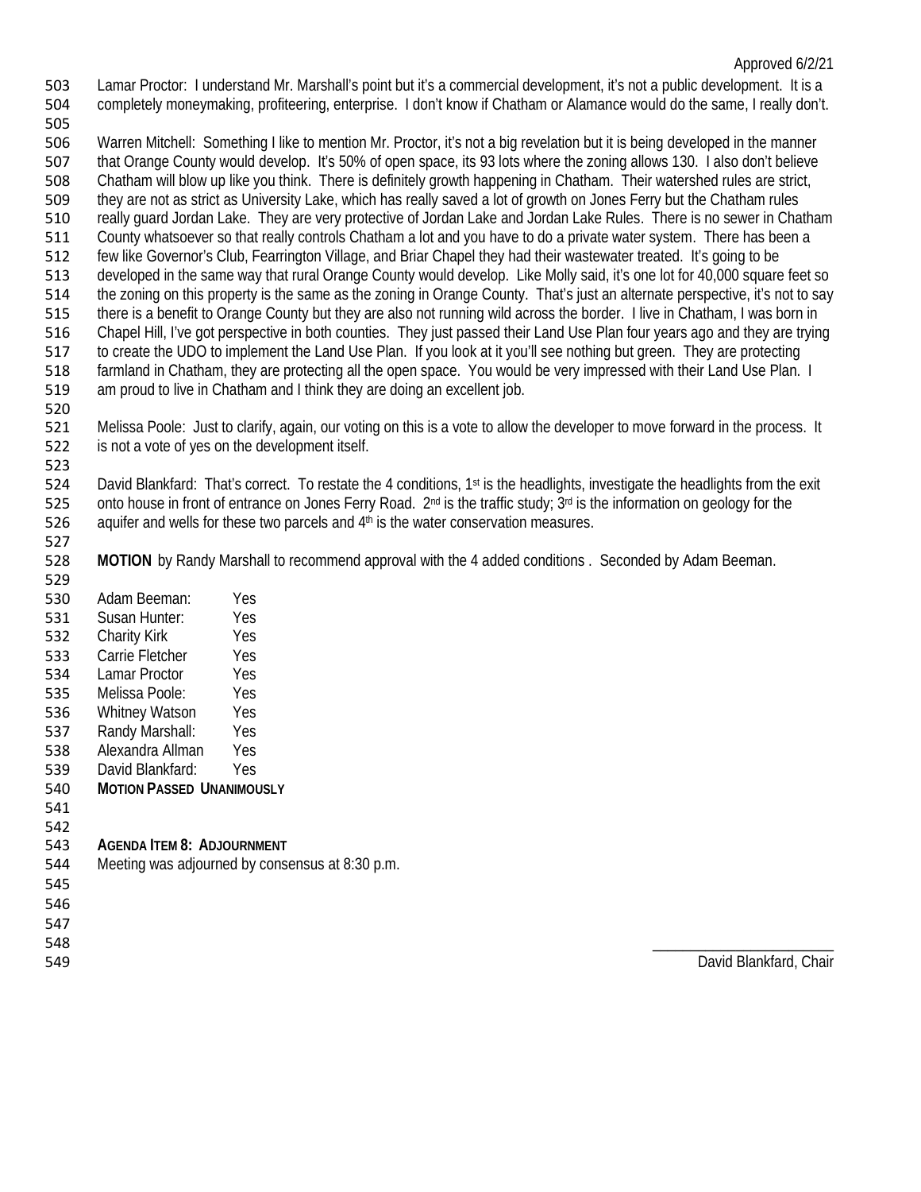Lamar Proctor: I understand Mr. Marshall's point but it's a commercial development, it's not a public development. It is a completely moneymaking, profiteering, enterprise. I don't know if Chatham or Alamance would do the same, I really don't.

Warren Mitchell: Something I like to mention Mr. Proctor, it's not a big revelation but it is being developed in the manner that Orange County would develop. It's 50% of open space, its 93 lots where the zoning allows 130. I also don't believe Chatham will blow up like you think. There is definitely growth happening in Chatham. Their watershed rules are strict, they are not as strict as University Lake, which has really saved a lot of growth on Jones Ferry but the Chatham rules really guard Jordan Lake. They are very protective of Jordan Lake and Jordan Lake Rules. There is no sewer in Chatham County whatsoever so that really controls Chatham a lot and you have to do a private water system. There has been a few like Governor's Club, Fearrington Village, and Briar Chapel they had their wastewater treated. It's going to be developed in the same way that rural Orange County would develop. Like Molly said, it's one lot for 40,000 square feet so the zoning on this property is the same as the zoning in Orange County. That's just an alternate perspective, it's not to say there is a benefit to Orange County but they are also not running wild across the border. I live in Chatham, I was born in Chapel Hill, I've got perspective in both counties. They just passed their Land Use Plan four years ago and they are trying to create the UDO to implement the Land Use Plan. If you look at it you'll see nothing but green. They are protecting farmland in Chatham, they are protecting all the open space. You would be very impressed with their Land Use Plan. I am proud to live in Chatham and I think they are doing an excellent job.

Melissa Poole: Just to clarify, again, our voting on this is a vote to allow the developer to move forward in the process. It is not a vote of yes on the development itself.

David Blankfard: That's correct. To restate the 4 conditions, 1st is the headlights, investigate the headlights from the exit onto house in front of entrance on Jones Ferry Road. 2nd is the traffic study; 3rd is the information on geology for the aquifer and wells for these two parcels and 4th is the water conservation measures.

**MOTION** by Randy Marshall to recommend approval with the 4 added conditions . Seconded by Adam Beeman.

| | |
|---|---|
| Adam Beeman: | Yes |
| Susan Hunter: | Yes |
| Charity Kirk | Yes |
| Carrie Fletcher | Yes |
| Lamar Proctor | Yes |
| Melissa Poole: | Yes |
| Whitney Watson | Yes |
| Randy Marshall: | Yes |
| Alexandra Allman | Yes |
| David Blankfard: | Yes |

**MOTION PASSED UNANIMOUSLY**

**AGENDA ITEM 8: ADJOURNMENT**

Meeting was adjourned by consensus at 8:30 p.m.

\_\_\_\_\_\_\_\_\_\_\_\_\_\_\_\_\_\_\_\_\_\_\_\_

David Blankfard, Chair